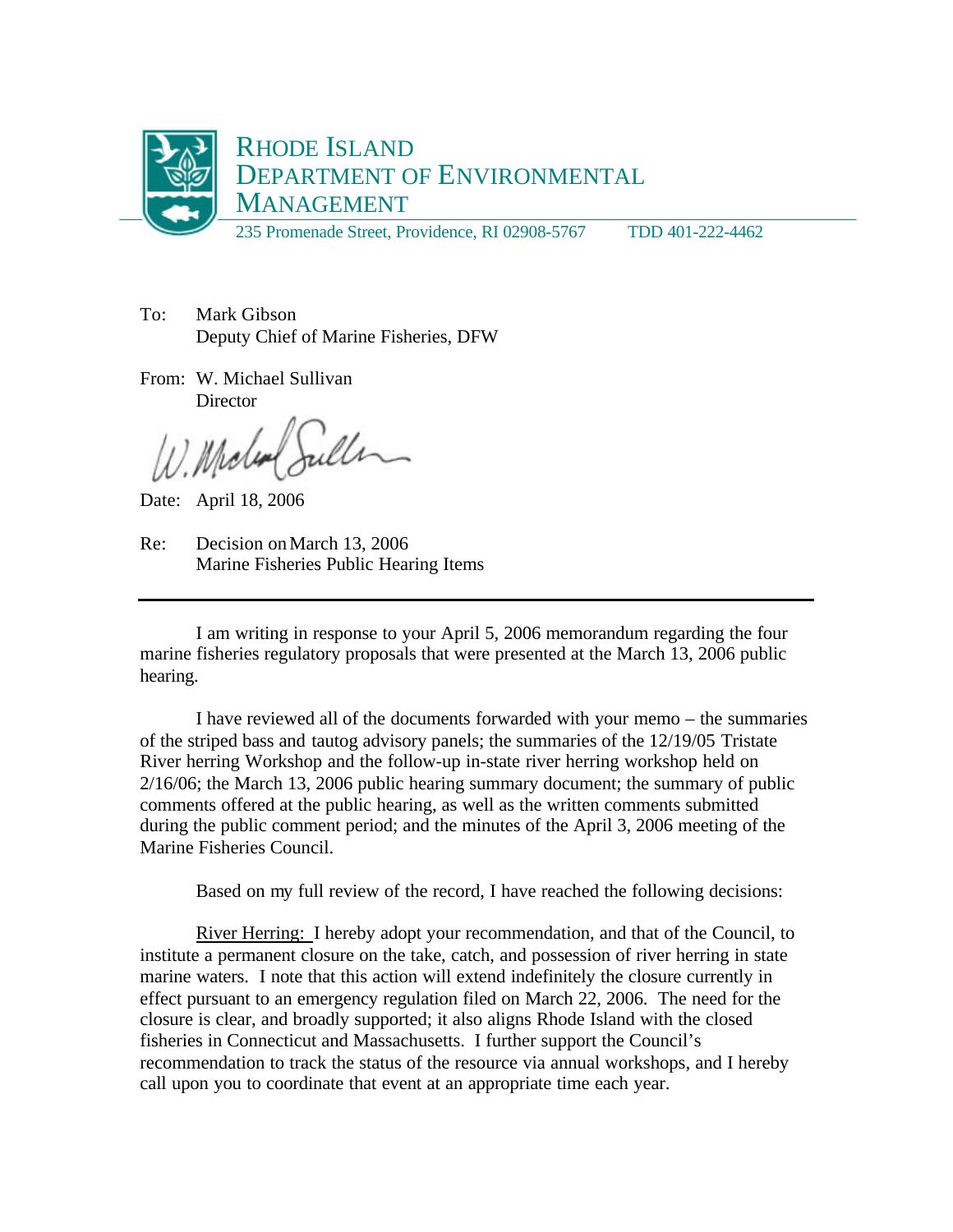# RHODE ISLAND DEPARTMENT OF ENVIRONMENTAL MANAGEMENT

235 Promenade Street, Providence, RI 02908-5767 TDD 401-222-4462

To: Mark Gibson
Deputy Chief of Marine Fisheries, DFW

From: W. Michael Sullivan
Director

Date: April 18, 2006

Re: Decision on March 13, 2006
Marine Fisheries Public Hearing Items

---

I am writing in response to your April 5, 2006 memorandum regarding the four marine fisheries regulatory proposals that were presented at the March 13, 2006 public hearing.

I have reviewed all of the documents forwarded with your memo – the summaries of the striped bass and tautog advisory panels; the summaries of the 12/19/05 Tristate River herring Workshop and the follow-up in-state river herring workshop held on 2/16/06; the March 13, 2006 public hearing summary document; the summary of public comments offered at the public hearing, as well as the written comments submitted during the public comment period; and the minutes of the April 3, 2006 meeting of the Marine Fisheries Council.

Based on my full review of the record, I have reached the following decisions:

River Herring: I hereby adopt your recommendation, and that of the Council, to institute a permanent closure on the take, catch, and possession of river herring in state marine waters. I note that this action will extend indefinitely the closure currently in effect pursuant to an emergency regulation filed on March 22, 2006. The need for the closure is clear, and broadly supported; it also aligns Rhode Island with the closed fisheries in Connecticut and Massachusetts. I further support the Council's recommendation to track the status of the resource via annual workshops, and I hereby call upon you to coordinate that event at an appropriate time each year.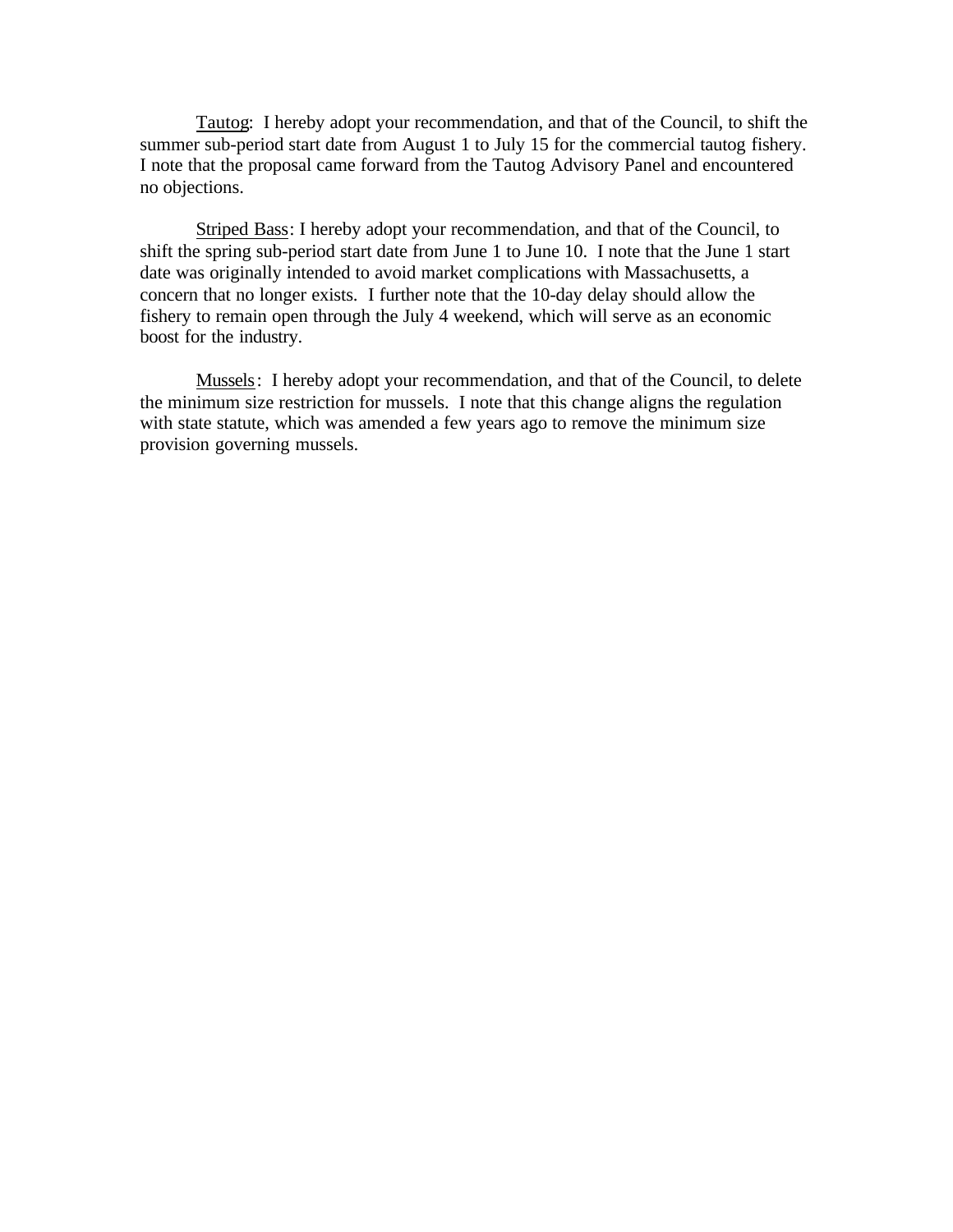<u>Tautog</u>: I hereby adopt your recommendation, and that of the Council, to shift the summer sub-period start date from August 1 to July 15 for the commercial tautog fishery. I note that the proposal came forward from the Tautog Advisory Panel and encountered no objections.

<u>Striped Bass</u>: I hereby adopt your recommendation, and that of the Council, to shift the spring sub-period start date from June 1 to June 10. I note that the June 1 start date was originally intended to avoid market complications with Massachusetts, a concern that no longer exists. I further note that the 10-day delay should allow the fishery to remain open through the July 4 weekend, which will serve as an economic boost for the industry.

<u>Mussels</u>: I hereby adopt your recommendation, and that of the Council, to delete the minimum size restriction for mussels. I note that this change aligns the regulation with state statute, which was amended a few years ago to remove the minimum size provision governing mussels.